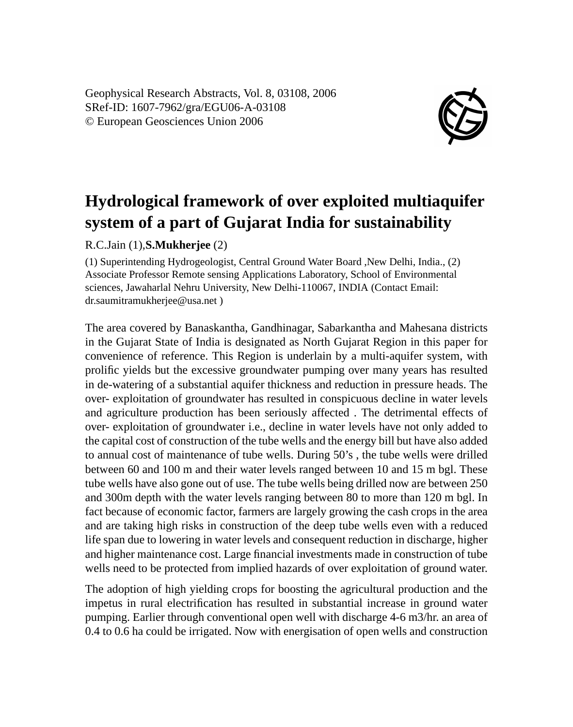Geophysical Research Abstracts, Vol. 8, 03108, 2006
SRef-ID: 1607-7962/gra/EGU06-A-03108
© European Geosciences Union 2006

# Hydrological framework of over exploited multiaquifer system of a part of Gujarat India for sustainability

R.C.Jain (1),**S.Mukherjee** (2)

(1) Superintending Hydrogeologist, Central Ground Water Board ,New Delhi, India., (2) Associate Professor Remote sensing Applications Laboratory, School of Environmental sciences, Jawaharlal Nehru University, New Delhi-110067, INDIA (Contact Email: dr.saumitramukherjee@usa.net )

The area covered by Banaskantha, Gandhinagar, Sabarkantha and Mahesana districts in the Gujarat State of India is designated as North Gujarat Region in this paper for convenience of reference. This Region is underlain by a multi-aquifer system, with prolific yields but the excessive groundwater pumping over many years has resulted in de-watering of a substantial aquifer thickness and reduction in pressure heads. The over- exploitation of groundwater has resulted in conspicuous decline in water levels and agriculture production has been seriously affected . The detrimental effects of over- exploitation of groundwater i.e., decline in water levels have not only added to the capital cost of construction of the tube wells and the energy bill but have also added to annual cost of maintenance of tube wells. During 50's , the tube wells were drilled between 60 and 100 m and their water levels ranged between 10 and 15 m bgl. These tube wells have also gone out of use. The tube wells being drilled now are between 250 and 300m depth with the water levels ranging between 80 to more than 120 m bgl. In fact because of economic factor, farmers are largely growing the cash crops in the area and are taking high risks in construction of the deep tube wells even with a reduced life span due to lowering in water levels and consequent reduction in discharge, higher and higher maintenance cost. Large financial investments made in construction of tube wells need to be protected from implied hazards of over exploitation of ground water.

The adoption of high yielding crops for boosting the agricultural production and the impetus in rural electrification has resulted in substantial increase in ground water pumping. Earlier through conventional open well with discharge 4-6 $m^3$/hr. an area of 0.4 to 0.6 ha could be irrigated. Now with energisation of open wells and construction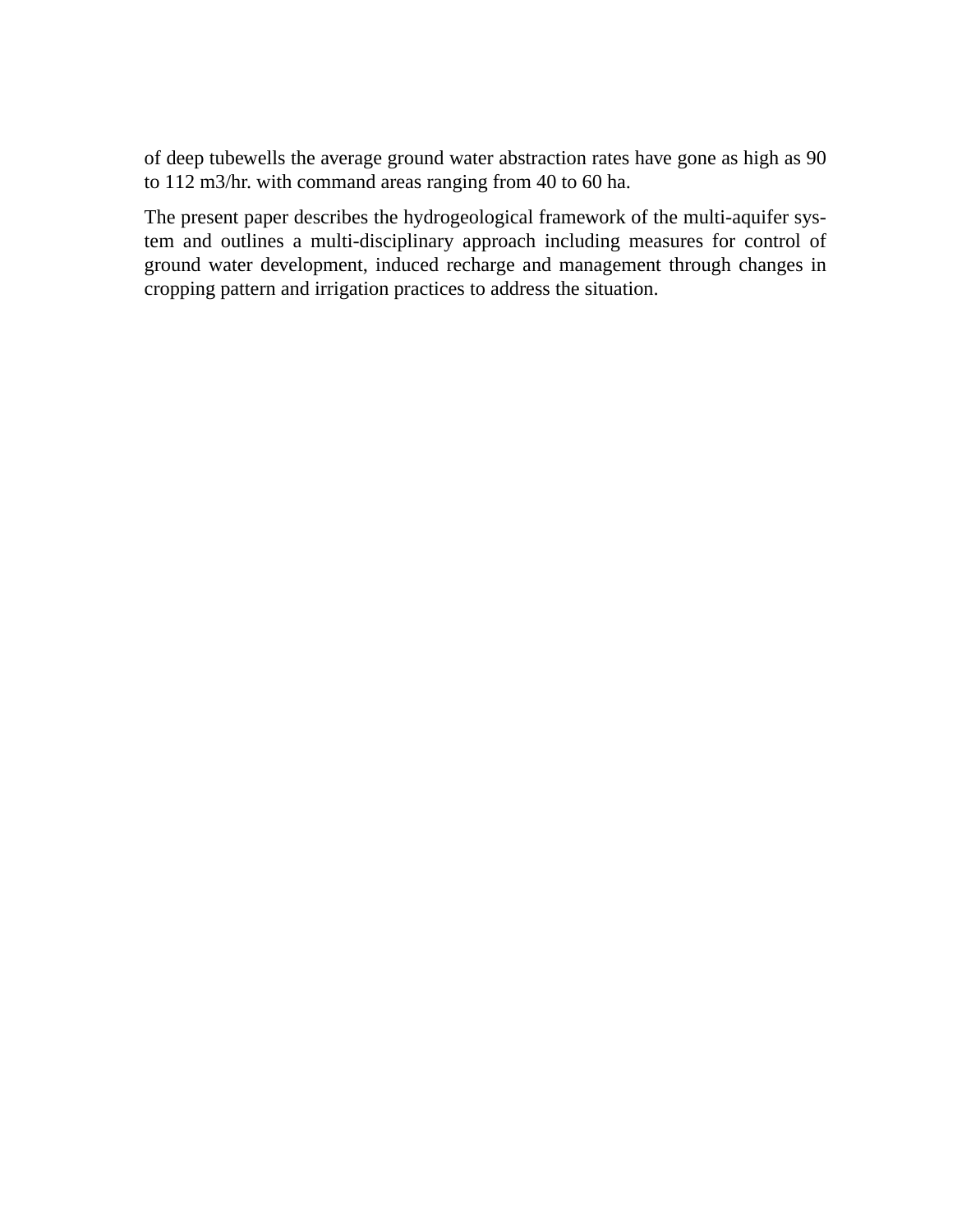of deep tubewells the average ground water abstraction rates have gone as high as 90 to 112 m3/hr. with command areas ranging from 40 to 60 ha.

The present paper describes the hydrogeological framework of the multi-aquifer system and outlines a multi-disciplinary approach including measures for control of ground water development, induced recharge and management through changes in cropping pattern and irrigation practices to address the situation.